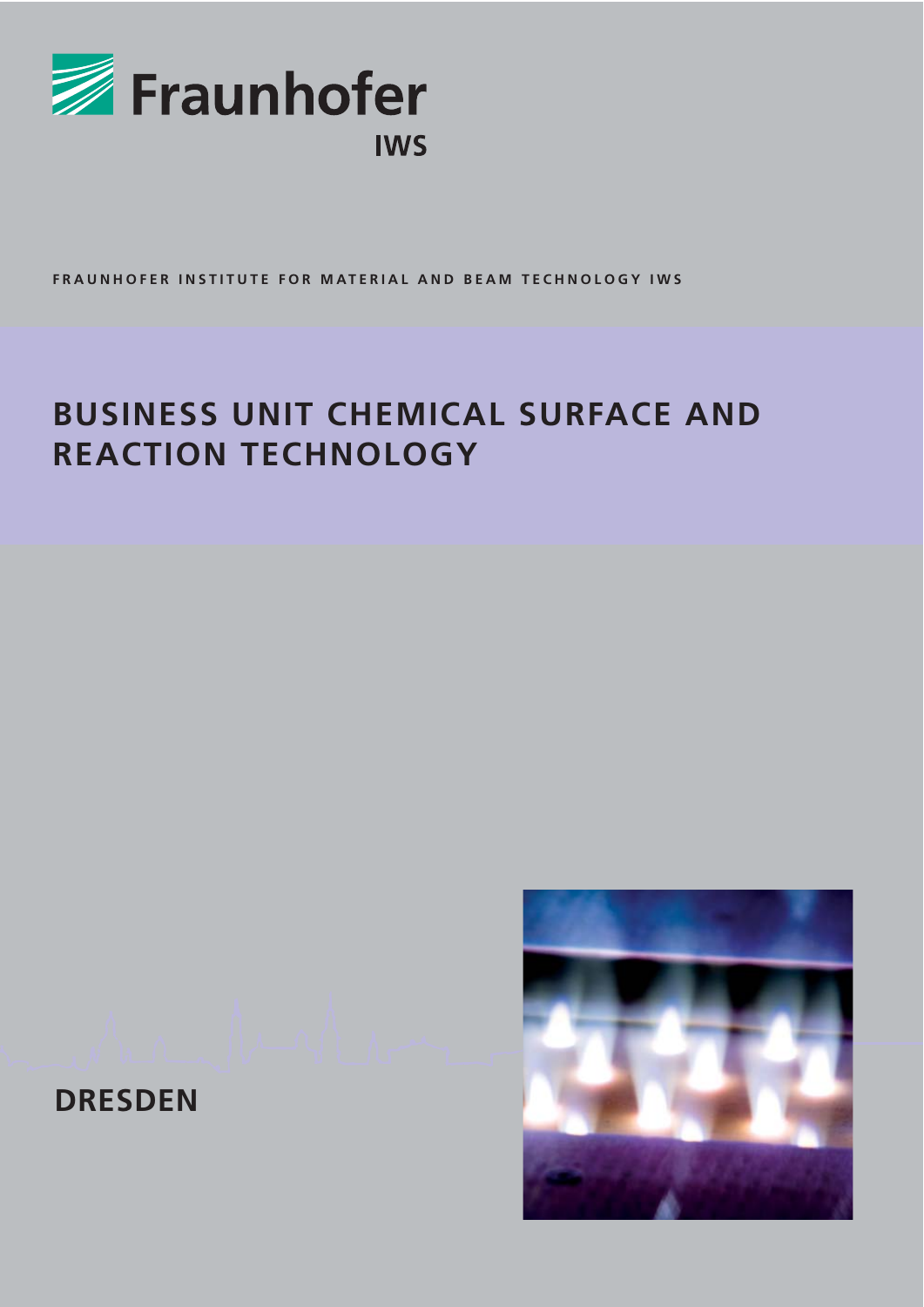Fraunhofer IWS

FRAUNHOFER INSTITUTE FOR MATERIAL AND BEAM TECHNOLOGY IWS

# BUSINESS UNIT CHEMICAL SURFACE AND REACTION TECHNOLOGY

DRESDEN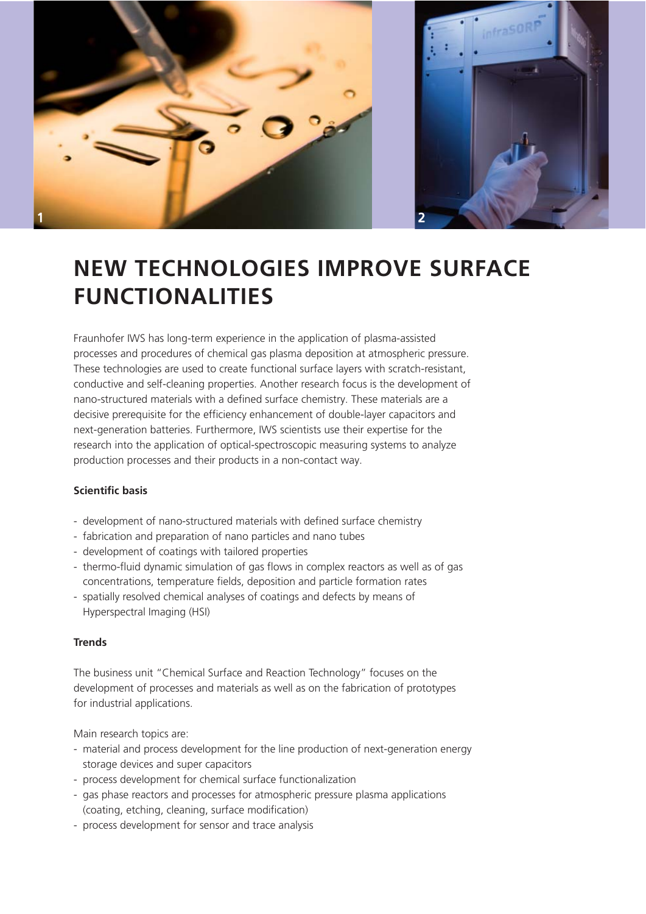# NEW TECHNOLOGIES IMPROVE SURFACE FUNCTIONALITIES

Fraunhofer IWS has long-term experience in the application of plasma-assisted processes and procedures of chemical gas plasma deposition at atmospheric pressure. These technologies are used to create functional surface layers with scratch-resistant, conductive and self-cleaning properties. Another research focus is the development of nano-structured materials with a defined surface chemistry. These materials are a decisive prerequisite for the efficiency enhancement of double-layer capacitors and next-generation batteries. Furthermore, IWS scientists use their expertise for the research into the application of optical-spectroscopic measuring systems to analyze production processes and their products in a non-contact way.

**Scientific basis**

- development of nano-structured materials with defined surface chemistry
- fabrication and preparation of nano particles and nano tubes
- development of coatings with tailored properties
- thermo-fluid dynamic simulation of gas flows in complex reactors as well as of gas concentrations, temperature fields, deposition and particle formation rates
- spatially resolved chemical analyses of coatings and defects by means of Hyperspectral Imaging (HSI)

**Trends**

The business unit "Chemical Surface and Reaction Technology" focuses on the development of processes and materials as well as on the fabrication of prototypes for industrial applications.

Main research topics are:

- material and process development for the line production of next-generation energy storage devices and super capacitors
- process development for chemical surface functionalization
- gas phase reactors and processes for atmospheric pressure plasma applications (coating, etching, cleaning, surface modification)
- process development for sensor and trace analysis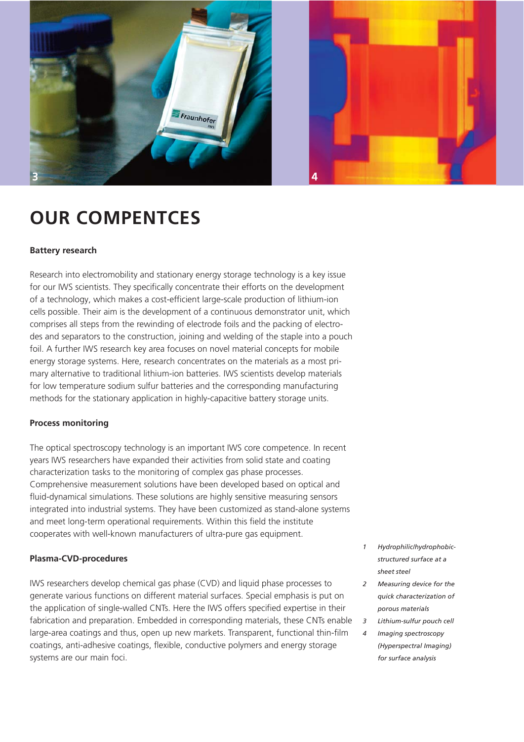# OUR COMPENTCES

### Battery research

Research into electromobility and stationary energy storage technology is a key issue for our IWS scientists. They specifically concentrate their efforts on the development of a technology, which makes a cost-efficient large-scale production of lithium-ion cells possible. Their aim is the development of a continuous demonstrator unit, which comprises all steps from the rewinding of electrode foils and the packing of electrodes and separators to the construction, joining and welding of the staple into a pouch foil. A further IWS research key area focuses on novel material concepts for mobile energy storage systems. Here, research concentrates on the materials as a most primary alternative to traditional lithium-ion batteries. IWS scientists develop materials for low temperature sodium sulfur batteries and the corresponding manufacturing methods for the stationary application in highly-capacitive battery storage units.

### Process monitoring

The optical spectroscopy technology is an important IWS core competence. In recent years IWS researchers have expanded their activities from solid state and coating characterization tasks to the monitoring of complex gas phase processes. Comprehensive measurement solutions have been developed based on optical and fluid-dynamical simulations. These solutions are highly sensitive measuring sensors integrated into industrial systems. They have been customized as stand-alone systems and meet long-term operational requirements. Within this field the institute cooperates with well-known manufacturers of ultra-pure gas equipment.

### Plasma-CVD-procedures

IWS researchers develop chemical gas phase (CVD) and liquid phase processes to generate various functions on different material surfaces. Special emphasis is put on the application of single-walled CNTs. Here the IWS offers specified expertise in their fabrication and preparation. Embedded in corresponding materials, these CNTs enable large-area coatings and thus, open up new markets. Transparent, functional thin-film coatings, anti-adhesive coatings, flexible, conductive polymers and energy storage systems are our main foci.

1 *Hydrophilic/hydrophobic-structured surface at a sheet steel*

2 *Measuring device for the quick characterization of porous materials*

3 *Lithium-sulfur pouch cell*

4 *Imaging spectroscopy (Hyperspectral Imaging) for surface analysis*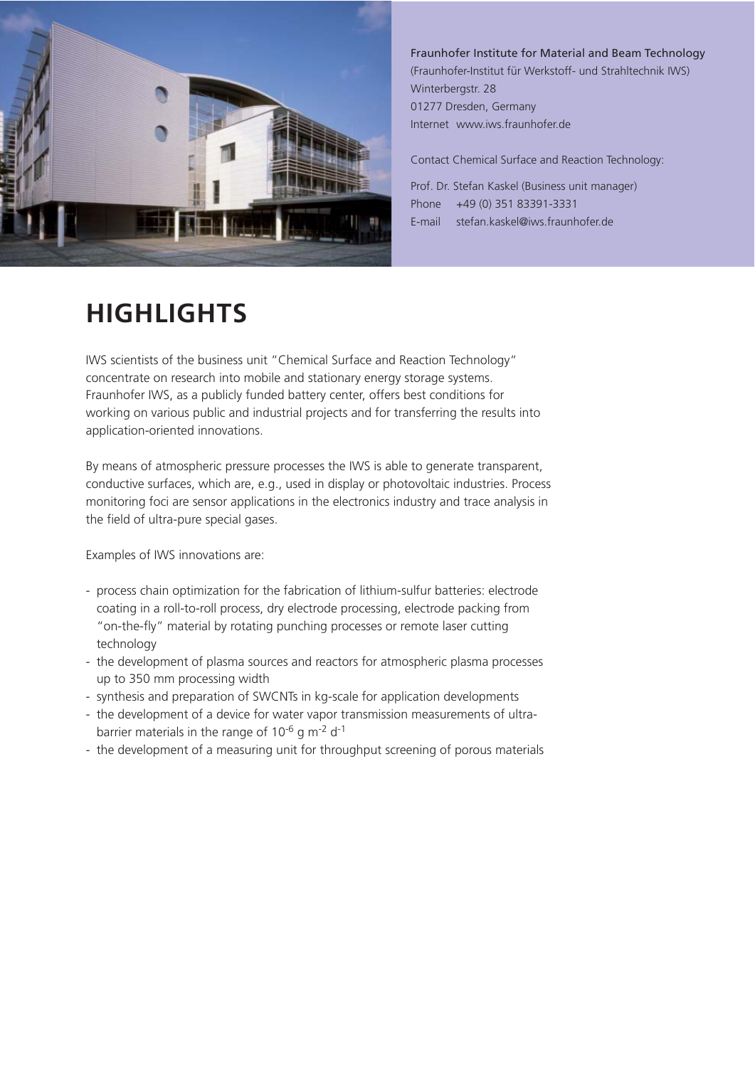Fraunhofer Institute for Material and Beam Technology
(Fraunhofer-Institut für Werkstoff- und Strahltechnik IWS)
Winterbergstr. 28
01277 Dresden, Germany
Internet www.iws.fraunhofer.de

Contact Chemical Surface and Reaction Technology:

Prof. Dr. Stefan Kaskel (Business unit manager)
Phone +49 (0) 351 83391-3331
E-mail stefan.kaskel@iws.fraunhofer.de

# HIGHLIGHTS

IWS scientists of the business unit "Chemical Surface and Reaction Technology" concentrate on research into mobile and stationary energy storage systems. Fraunhofer IWS, as a publicly funded battery center, offers best conditions for working on various public and industrial projects and for transferring the results into application-oriented innovations.

By means of atmospheric pressure processes the IWS is able to generate transparent, conductive surfaces, which are, e.g., used in display or photovoltaic industries. Process monitoring foci are sensor applications in the electronics industry and trace analysis in the field of ultra-pure special gases.

Examples of IWS innovations are:

- process chain optimization for the fabrication of lithium-sulfur batteries: electrode coating in a roll-to-roll process, dry electrode processing, electrode packing from "on-the-fly" material by rotating punching processes or remote laser cutting technology
- the development of plasma sources and reactors for atmospheric plasma processes up to 350 mm processing width
- synthesis and preparation of SWCNTs in kg-scale for application developments
- the development of a device for water vapor transmission measurements of ultra-barrier materials in the range of $10^{-6}$ g m$^{-2}$ d$^{-1}$
- the development of a measuring unit for throughput screening of porous materials